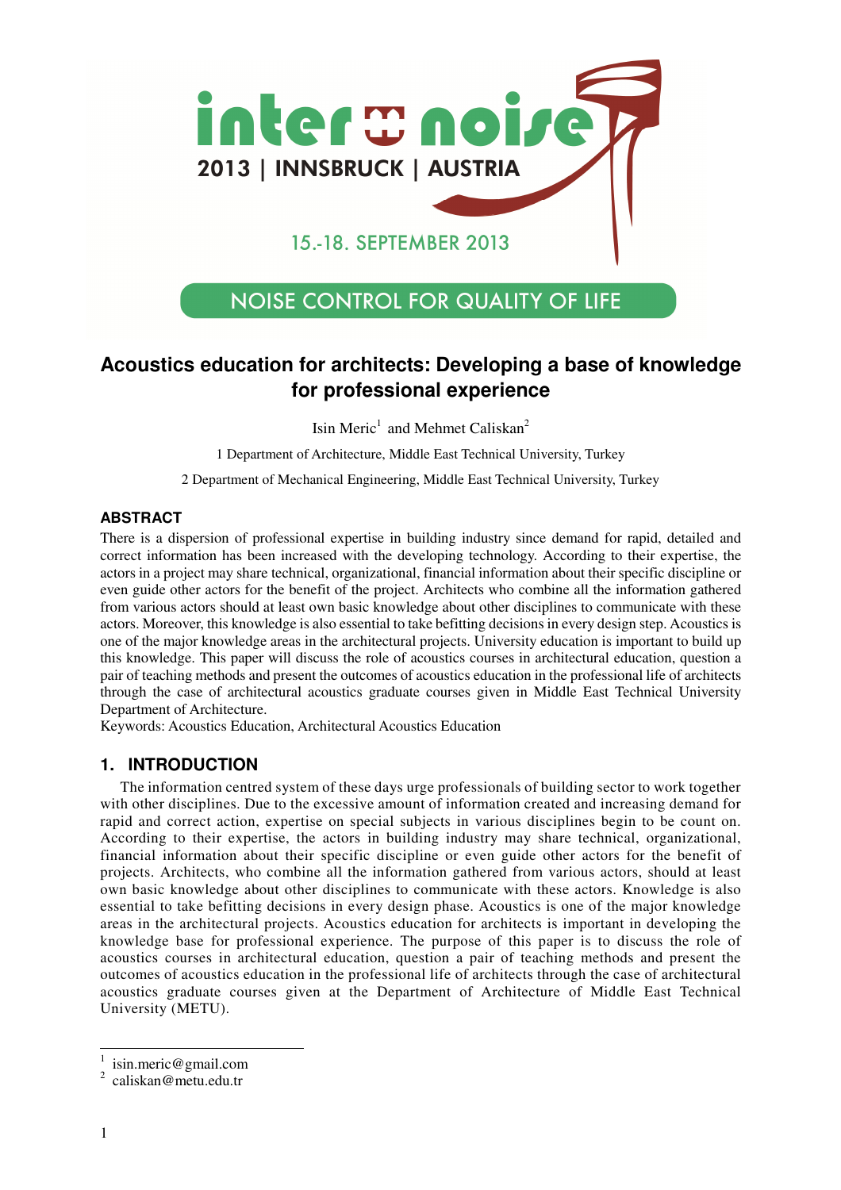# Acoustics education for architects: Developing a base of knowledge for professional experience

Isin Meric[1] and Mehmet Caliskan[2]

1 Department of Architecture, Middle East Technical University, Turkey

2 Department of Mechanical Engineering, Middle East Technical University, Turkey

## ABSTRACT

There is a dispersion of professional expertise in building industry since demand for rapid, detailed and correct information has been increased with the developing technology. According to their expertise, the actors in a project may share technical, organizational, financial information about their specific discipline or even guide other actors for the benefit of the project. Architects who combine all the information gathered from various actors should at least own basic knowledge about other disciplines to communicate with these actors. Moreover, this knowledge is also essential to take befitting decisions in every design step. Acoustics is one of the major knowledge areas in the architectural projects. University education is important to build up this knowledge. This paper will discuss the role of acoustics courses in architectural education, question a pair of teaching methods and present the outcomes of acoustics education in the professional life of architects through the case of architectural acoustics graduate courses given in Middle East Technical University Department of Architecture.

Keywords: Acoustics Education, Architectural Acoustics Education

## 1. INTRODUCTION

The information centred system of these days urge professionals of building sector to work together with other disciplines. Due to the excessive amount of information created and increasing demand for rapid and correct action, expertise on special subjects in various disciplines begin to be count on. According to their expertise, the actors in building industry may share technical, organizational, financial information about their specific discipline or even guide other actors for the benefit of projects. Architects, who combine all the information gathered from various actors, should at least own basic knowledge about other disciplines to communicate with these actors. Knowledge is also essential to take befitting decisions in every design phase. Acoustics is one of the major knowledge areas in the architectural projects. Acoustics education for architects is important in developing the knowledge base for professional experience. The purpose of this paper is to discuss the role of acoustics courses in architectural education, question a pair of teaching methods and present the outcomes of acoustics education in the professional life of architects through the case of architectural acoustics graduate courses given at the Department of Architecture of Middle East Technical University (METU).

---

[1] isin.meric@gmail.com

[2] caliskan@metu.edu.tr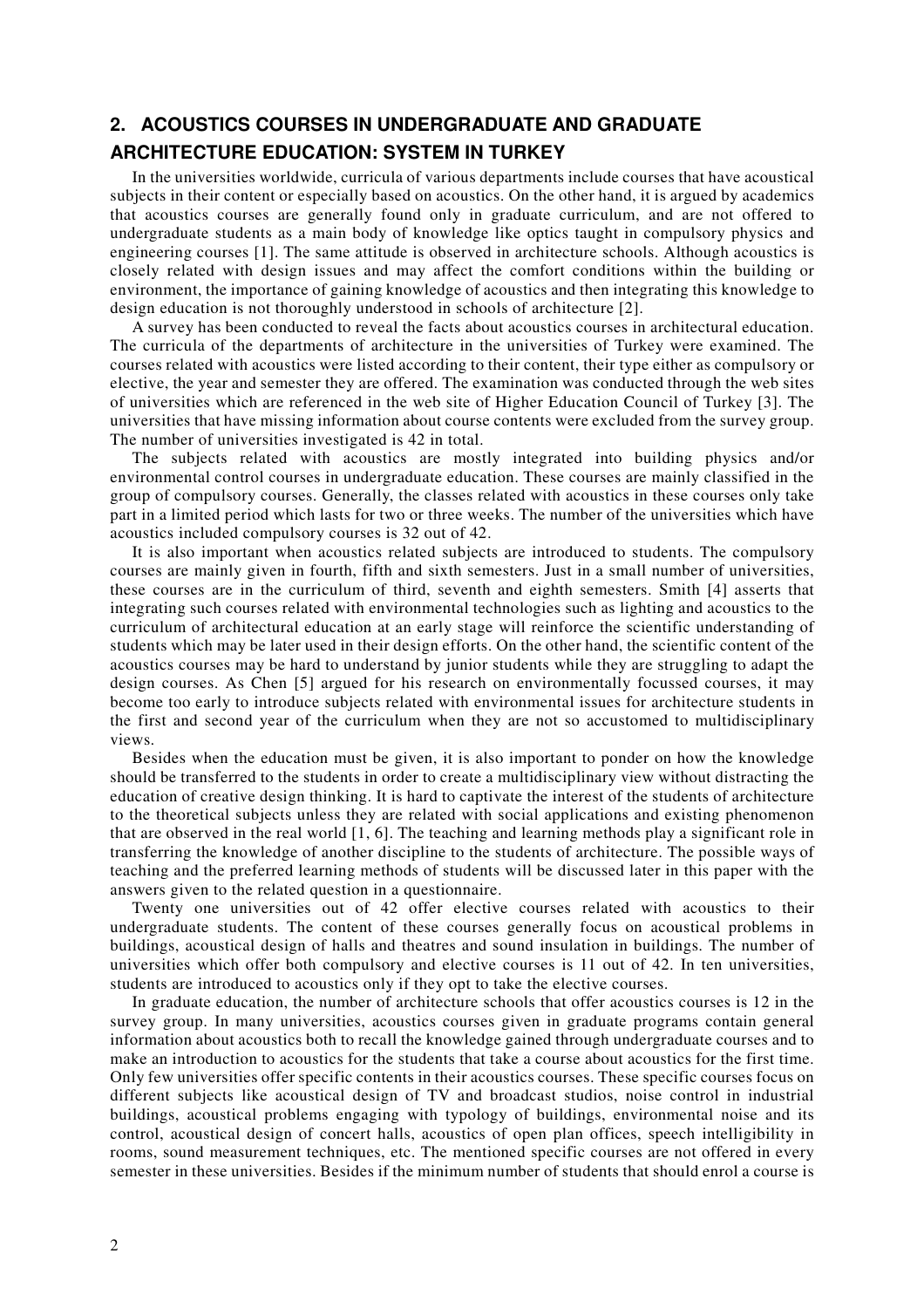## 2. ACOUSTICS COURSES IN UNDERGRADUATE AND GRADUATE ARCHITECTURE EDUCATION: SYSTEM IN TURKEY

In the universities worldwide, curricula of various departments include courses that have acoustical subjects in their content or especially based on acoustics. On the other hand, it is argued by academics that acoustics courses are generally found only in graduate curriculum, and are not offered to undergraduate students as a main body of knowledge like optics taught in compulsory physics and engineering courses [1]. The same attitude is observed in architecture schools. Although acoustics is closely related with design issues and may affect the comfort conditions within the building or environment, the importance of gaining knowledge of acoustics and then integrating this knowledge to design education is not thoroughly understood in schools of architecture [2].

A survey has been conducted to reveal the facts about acoustics courses in architectural education. The curricula of the departments of architecture in the universities of Turkey were examined. The courses related with acoustics were listed according to their content, their type either as compulsory or elective, the year and semester they are offered. The examination was conducted through the web sites of universities which are referenced in the web site of Higher Education Council of Turkey [3]. The universities that have missing information about course contents were excluded from the survey group. The number of universities investigated is 42 in total.

The subjects related with acoustics are mostly integrated into building physics and/or environmental control courses in undergraduate education. These courses are mainly classified in the group of compulsory courses. Generally, the classes related with acoustics in these courses only take part in a limited period which lasts for two or three weeks. The number of the universities which have acoustics included compulsory courses is 32 out of 42.

It is also important when acoustics related subjects are introduced to students. The compulsory courses are mainly given in fourth, fifth and sixth semesters. Just in a small number of universities, these courses are in the curriculum of third, seventh and eighth semesters. Smith [4] asserts that integrating such courses related with environmental technologies such as lighting and acoustics to the curriculum of architectural education at an early stage will reinforce the scientific understanding of students which may be later used in their design efforts. On the other hand, the scientific content of the acoustics courses may be hard to understand by junior students while they are struggling to adapt the design courses. As Chen [5] argued for his research on environmentally focussed courses, it may become too early to introduce subjects related with environmental issues for architecture students in the first and second year of the curriculum when they are not so accustomed to multidisciplinary views.

Besides when the education must be given, it is also important to ponder on how the knowledge should be transferred to the students in order to create a multidisciplinary view without distracting the education of creative design thinking. It is hard to captivate the interest of the students of architecture to the theoretical subjects unless they are related with social applications and existing phenomenon that are observed in the real world [1, 6]. The teaching and learning methods play a significant role in transferring the knowledge of another discipline to the students of architecture. The possible ways of teaching and the preferred learning methods of students will be discussed later in this paper with the answers given to the related question in a questionnaire.

Twenty one universities out of 42 offer elective courses related with acoustics to their undergraduate students. The content of these courses generally focus on acoustical problems in buildings, acoustical design of halls and theatres and sound insulation in buildings. The number of universities which offer both compulsory and elective courses is 11 out of 42. In ten universities, students are introduced to acoustics only if they opt to take the elective courses.

In graduate education, the number of architecture schools that offer acoustics courses is 12 in the survey group. In many universities, acoustics courses given in graduate programs contain general information about acoustics both to recall the knowledge gained through undergraduate courses and to make an introduction to acoustics for the students that take a course about acoustics for the first time. Only few universities offer specific contents in their acoustics courses. These specific courses focus on different subjects like acoustical design of TV and broadcast studios, noise control in industrial buildings, acoustical problems engaging with typology of buildings, environmental noise and its control, acoustical design of concert halls, acoustics of open plan offices, speech intelligibility in rooms, sound measurement techniques, etc. The mentioned specific courses are not offered in every semester in these universities. Besides if the minimum number of students that should enrol a course is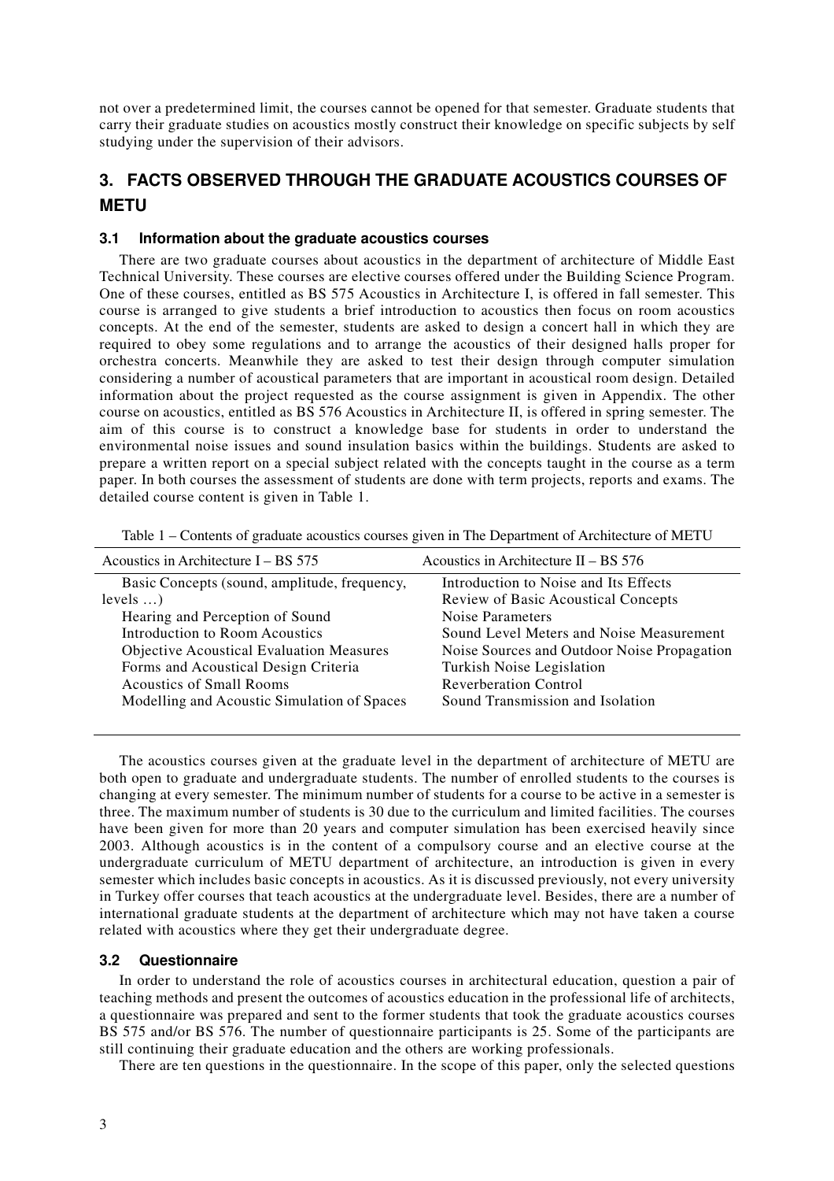not over a predetermined limit, the courses cannot be opened for that semester. Graduate students that carry their graduate studies on acoustics mostly construct their knowledge on specific subjects by self studying under the supervision of their advisors.

## 3. FACTS OBSERVED THROUGH THE GRADUATE ACOUSTICS COURSES OF METU

### 3.1 Information about the graduate acoustics courses

There are two graduate courses about acoustics in the department of architecture of Middle East Technical University. These courses are elective courses offered under the Building Science Program. One of these courses, entitled as BS 575 Acoustics in Architecture I, is offered in fall semester. This course is arranged to give students a brief introduction to acoustics then focus on room acoustics concepts. At the end of the semester, students are asked to design a concert hall in which they are required to obey some regulations and to arrange the acoustics of their designed halls proper for orchestra concerts. Meanwhile they are asked to test their design through computer simulation considering a number of acoustical parameters that are important in acoustical room design. Detailed information about the project requested as the course assignment is given in Appendix. The other course on acoustics, entitled as BS 576 Acoustics in Architecture II, is offered in spring semester. The aim of this course is to construct a knowledge base for students in order to understand the environmental noise issues and sound insulation basics within the buildings. Students are asked to prepare a written report on a special subject related with the concepts taught in the course as a term paper. In both courses the assessment of students are done with term projects, reports and exams. The detailed course content is given in Table 1.

Table 1 – Contents of graduate acoustics courses given in The Department of Architecture of METU

| Acoustics in Architecture I – BS 575 | Acoustics in Architecture II – BS 576 |
|---|---|
| Basic Concepts (sound, amplitude, frequency, levels …) | Introduction to Noise and Its Effects |
| Hearing and Perception of Sound | Review of Basic Acoustical Concepts |
| Introduction to Room Acoustics | Noise Parameters |
| Objective Acoustical Evaluation Measures | Sound Level Meters and Noise Measurement |
| Forms and Acoustical Design Criteria | Noise Sources and Outdoor Noise Propagation |
| Acoustics of Small Rooms | Turkish Noise Legislation |
| Modelling and Acoustic Simulation of Spaces | Reverberation Control |
| | Sound Transmission and Isolation |

The acoustics courses given at the graduate level in the department of architecture of METU are both open to graduate and undergraduate students. The number of enrolled students to the courses is changing at every semester. The minimum number of students for a course to be active in a semester is three. The maximum number of students is 30 due to the curriculum and limited facilities. The courses have been given for more than 20 years and computer simulation has been exercised heavily since 2003. Although acoustics is in the content of a compulsory course and an elective course at the undergraduate curriculum of METU department of architecture, an introduction is given in every semester which includes basic concepts in acoustics. As it is discussed previously, not every university in Turkey offer courses that teach acoustics at the undergraduate level. Besides, there are a number of international graduate students at the department of architecture which may not have taken a course related with acoustics where they get their undergraduate degree.

### 3.2 Questionnaire

In order to understand the role of acoustics courses in architectural education, question a pair of teaching methods and present the outcomes of acoustics education in the professional life of architects, a questionnaire was prepared and sent to the former students that took the graduate acoustics courses BS 575 and/or BS 576. The number of questionnaire participants is 25. Some of the participants are still continuing their graduate education and the others are working professionals.

There are ten questions in the questionnaire. In the scope of this paper, only the selected questions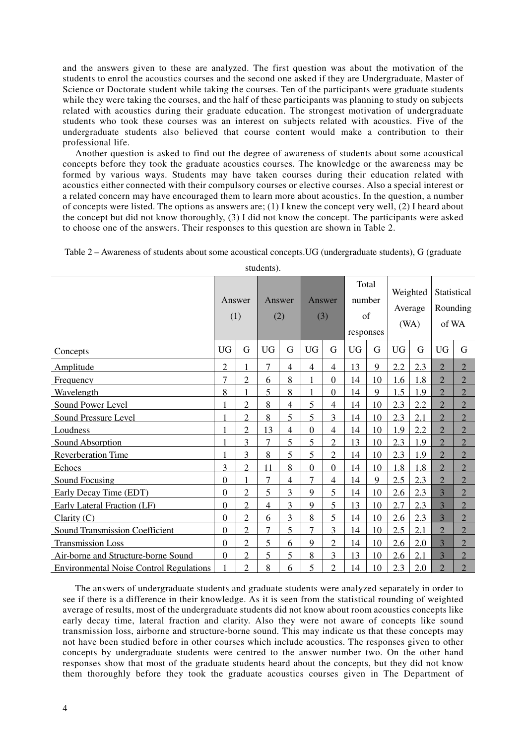and the answers given to these are analyzed. The first question was about the motivation of the students to enrol the acoustics courses and the second one asked if they are Undergraduate, Master of Science or Doctorate student while taking the courses. Ten of the participants were graduate students while they were taking the courses, and the half of these participants was planning to study on subjects related with acoustics during their graduate education. The strongest motivation of undergraduate students who took these courses was an interest on subjects related with acoustics. Five of the undergraduate students also believed that course content would make a contribution to their professional life.

Another question is asked to find out the degree of awareness of students about some acoustical concepts before they took the graduate acoustics courses. The knowledge or the awareness may be formed by various ways. Students may have taken courses during their education related with acoustics either connected with their compulsory courses or elective courses. Also a special interest or a related concern may have encouraged them to learn more about acoustics. In the question, a number of concepts were listed. The options as answers are; (1) I knew the concept very well, (2) I heard about the concept but did not know thoroughly, (3) I did not know the concept. The participants were asked to choose one of the answers. Their responses to this question are shown in Table 2.

Table 2 – Awareness of students about some acoustical concepts.UG (undergraduate students), G (graduate students).

| | Answer (1) | | Answer (2) | | Answer (3) | | Total number of responses | | Weighted Average (WA) | | Statistical Rounding of WA | |
|---|---|---|---|---|---|---|---|---|---|---|---|---|
| Concepts | UG | G | UG | G | UG | G | UG | G | UG | G | UG | G |
| Amplitude | 2 | 1 | 7 | 4 | 4 | 4 | 13 | 9 | 2.2 | 2.3 | 2 | 2 |
| Frequency | 7 | 2 | 6 | 8 | 1 | 0 | 14 | 10 | 1.6 | 1.8 | 2 | 2 |
| Wavelength | 8 | 1 | 5 | 8 | 1 | 0 | 14 | 9 | 1.5 | 1.9 | 2 | 2 |
| Sound Power Level | 1 | 2 | 8 | 4 | 5 | 4 | 14 | 10 | 2.3 | 2.2 | 2 | 2 |
| Sound Pressure Level | 1 | 2 | 8 | 5 | 5 | 3 | 14 | 10 | 2.3 | 2.1 | 2 | 2 |
| Loudness | 1 | 2 | 13 | 4 | 0 | 4 | 14 | 10 | 1.9 | 2.2 | 2 | 2 |
| Sound Absorption | 1 | 3 | 7 | 5 | 5 | 2 | 13 | 10 | 2.3 | 1.9 | 2 | 2 |
| Reverberation Time | 1 | 3 | 8 | 5 | 5 | 2 | 14 | 10 | 2.3 | 1.9 | 2 | 2 |
| Echoes | 3 | 2 | 11 | 8 | 0 | 0 | 14 | 10 | 1.8 | 1.8 | 2 | 2 |
| Sound Focusing | 0 | 1 | 7 | 4 | 7 | 4 | 14 | 9 | 2.5 | 2.3 | 2 | 2 |
| Early Decay Time (EDT) | 0 | 2 | 5 | 3 | 9 | 5 | 14 | 10 | 2.6 | 2.3 | 3 | 2 |
| Early Lateral Fraction (LF) | 0 | 2 | 4 | 3 | 9 | 5 | 13 | 10 | 2.7 | 2.3 | 3 | 2 |
| Clarity (C) | 0 | 2 | 6 | 3 | 8 | 5 | 14 | 10 | 2.6 | 2.3 | 3 | 2 |
| Sound Transmission Coefficient | 0 | 2 | 7 | 5 | 7 | 3 | 14 | 10 | 2.5 | 2.1 | 2 | 2 |
| Transmission Loss | 0 | 2 | 5 | 6 | 9 | 2 | 14 | 10 | 2.6 | 2.0 | 3 | 2 |
| Air-borne and Structure-borne Sound | 0 | 2 | 5 | 5 | 8 | 3 | 13 | 10 | 2.6 | 2.1 | 3 | 2 |
| Environmental Noise Control Regulations | 1 | 2 | 8 | 6 | 5 | 2 | 14 | 10 | 2.3 | 2.0 | 2 | 2 |

The answers of undergraduate students and graduate students were analyzed separately in order to see if there is a difference in their knowledge. As it is seen from the statistical rounding of weighted average of results, most of the undergraduate students did not know about room acoustics concepts like early decay time, lateral fraction and clarity. Also they were not aware of concepts like sound transmission loss, airborne and structure-borne sound. This may indicate us that these concepts may not have been studied before in other courses which include acoustics. The responses given to other concepts by undergraduate students were centred to the answer number two. On the other hand responses show that most of the graduate students heard about the concepts, but they did not know them thoroughly before they took the graduate acoustics courses given in The Department of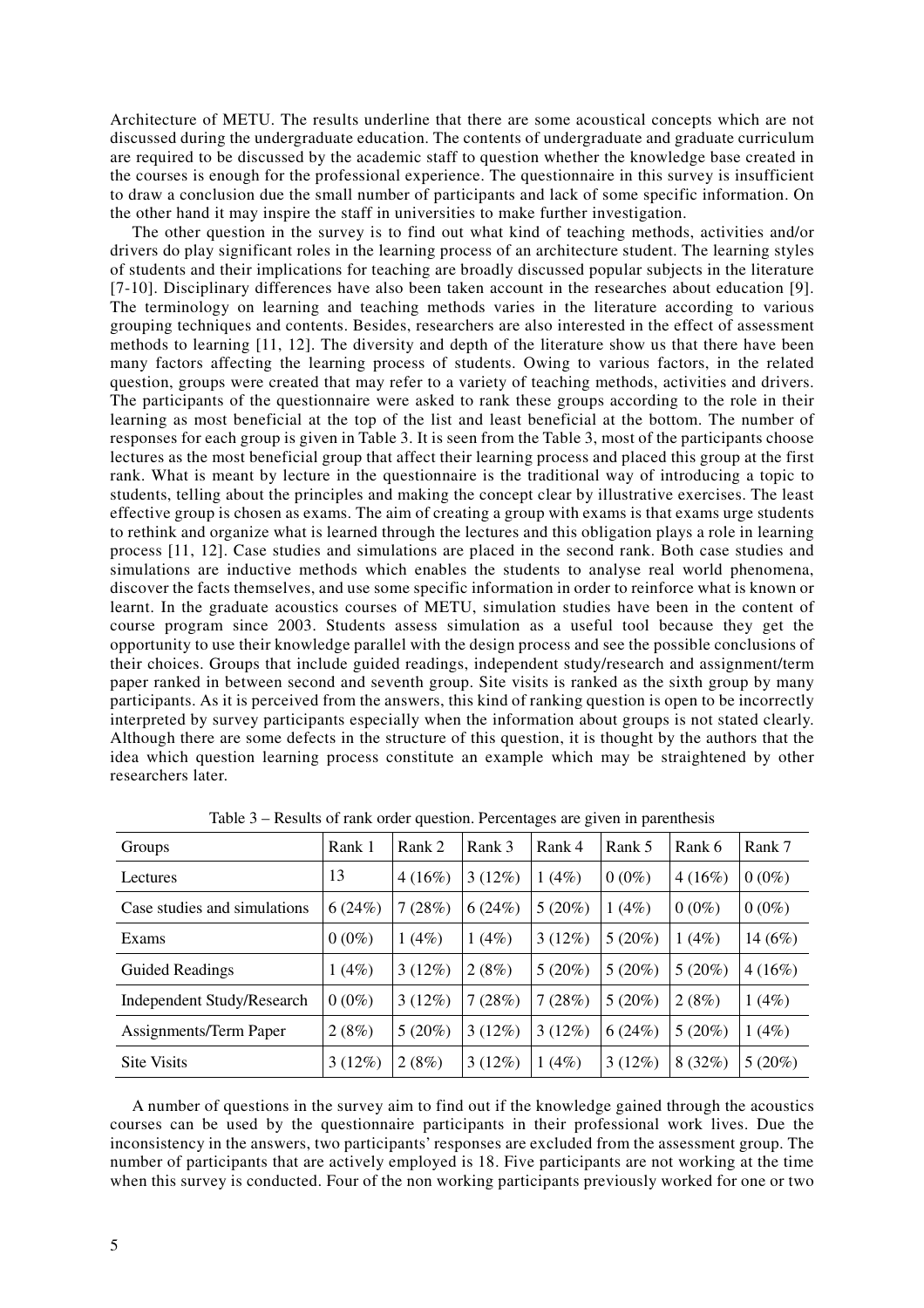Architecture of METU. The results underline that there are some acoustical concepts which are not discussed during the undergraduate education. The contents of undergraduate and graduate curriculum are required to be discussed by the academic staff to question whether the knowledge base created in the courses is enough for the professional experience. The questionnaire in this survey is insufficient to draw a conclusion due the small number of participants and lack of some specific information. On the other hand it may inspire the staff in universities to make further investigation.

The other question in the survey is to find out what kind of teaching methods, activities and/or drivers do play significant roles in the learning process of an architecture student. The learning styles of students and their implications for teaching are broadly discussed popular subjects in the literature [7-10]. Disciplinary differences have also been taken account in the researches about education [9]. The terminology on learning and teaching methods varies in the literature according to various grouping techniques and contents. Besides, researchers are also interested in the effect of assessment methods to learning [11, 12]. The diversity and depth of the literature show us that there have been many factors affecting the learning process of students. Owing to various factors, in the related question, groups were created that may refer to a variety of teaching methods, activities and drivers. The participants of the questionnaire were asked to rank these groups according to the role in their learning as most beneficial at the top of the list and least beneficial at the bottom. The number of responses for each group is given in Table 3. It is seen from the Table 3, most of the participants choose lectures as the most beneficial group that affect their learning process and placed this group at the first rank. What is meant by lecture in the questionnaire is the traditional way of introducing a topic to students, telling about the principles and making the concept clear by illustrative exercises. The least effective group is chosen as exams. The aim of creating a group with exams is that exams urge students to rethink and organize what is learned through the lectures and this obligation plays a role in learning process [11, 12]. Case studies and simulations are placed in the second rank. Both case studies and simulations are inductive methods which enables the students to analyse real world phenomena, discover the facts themselves, and use some specific information in order to reinforce what is known or learnt. In the graduate acoustics courses of METU, simulation studies have been in the content of course program since 2003. Students assess simulation as a useful tool because they get the opportunity to use their knowledge parallel with the design process and see the possible conclusions of their choices. Groups that include guided readings, independent study/research and assignment/term paper ranked in between second and seventh group. Site visits is ranked as the sixth group by many participants. As it is perceived from the answers, this kind of ranking question is open to be incorrectly interpreted by survey participants especially when the information about groups is not stated clearly. Although there are some defects in the structure of this question, it is thought by the authors that the idea which question learning process constitute an example which may be straightened by other researchers later.

Table 3 – Results of rank order question. Percentages are given in parenthesis

| Groups | Rank 1 | Rank 2 | Rank 3 | Rank 4 | Rank 5 | Rank 6 | Rank 7 |
|---|---|---|---|---|---|---|---|
| Lectures | 13 | 4 (16%) | 3 (12%) | 1 (4%) | 0 (0%) | 4 (16%) | 0 (0%) |
| Case studies and simulations | 6 (24%) | 7 (28%) | 6 (24%) | 5 (20%) | 1 (4%) | 0 (0%) | 0 (0%) |
| Exams | 0 (0%) | 1 (4%) | 1 (4%) | 3 (12%) | 5 (20%) | 1 (4%) | 14 (6%) |
| Guided Readings | 1 (4%) | 3 (12%) | 2 (8%) | 5 (20%) | 5 (20%) | 5 (20%) | 4 (16%) |
| Independent Study/Research | 0 (0%) | 3 (12%) | 7 (28%) | 7 (28%) | 5 (20%) | 2 (8%) | 1 (4%) |
| Assignments/Term Paper | 2 (8%) | 5 (20%) | 3 (12%) | 3 (12%) | 6 (24%) | 5 (20%) | 1 (4%) |
| Site Visits | 3 (12%) | 2 (8%) | 3 (12%) | 1 (4%) | 3 (12%) | 8 (32%) | 5 (20%) |

A number of questions in the survey aim to find out if the knowledge gained through the acoustics courses can be used by the questionnaire participants in their professional work lives. Due the inconsistency in the answers, two participants' responses are excluded from the assessment group. The number of participants that are actively employed is 18. Five participants are not working at the time when this survey is conducted. Four of the non working participants previously worked for one or two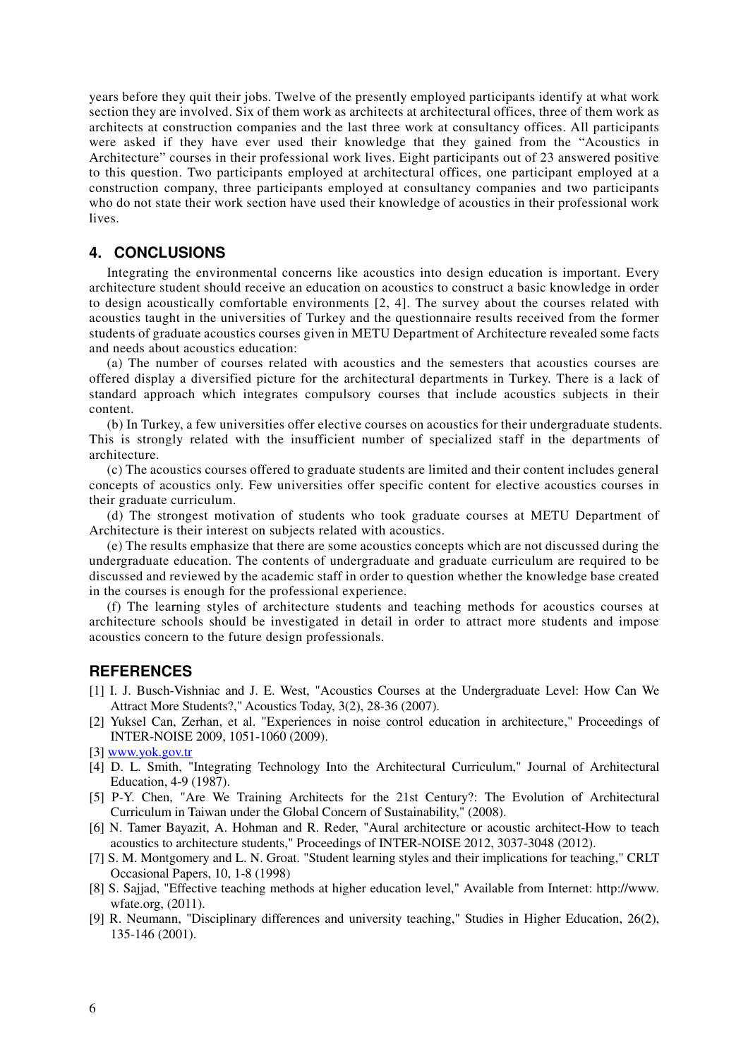years before they quit their jobs. Twelve of the presently employed participants identify at what work section they are involved. Six of them work as architects at architectural offices, three of them work as architects at construction companies and the last three work at consultancy offices. All participants were asked if they have ever used their knowledge that they gained from the "Acoustics in Architecture" courses in their professional work lives. Eight participants out of 23 answered positive to this question. Two participants employed at architectural offices, one participant employed at a construction company, three participants employed at consultancy companies and two participants who do not state their work section have used their knowledge of acoustics in their professional work lives.

## 4. CONCLUSIONS

Integrating the environmental concerns like acoustics into design education is important. Every architecture student should receive an education on acoustics to construct a basic knowledge in order to design acoustically comfortable environments [2, 4]. The survey about the courses related with acoustics taught in the universities of Turkey and the questionnaire results received from the former students of graduate acoustics courses given in METU Department of Architecture revealed some facts and needs about acoustics education:

(a) The number of courses related with acoustics and the semesters that acoustics courses are offered display a diversified picture for the architectural departments in Turkey. There is a lack of standard approach which integrates compulsory courses that include acoustics subjects in their content.

(b) In Turkey, a few universities offer elective courses on acoustics for their undergraduate students. This is strongly related with the insufficient number of specialized staff in the departments of architecture.

(c) The acoustics courses offered to graduate students are limited and their content includes general concepts of acoustics only. Few universities offer specific content for elective acoustics courses in their graduate curriculum.

(d) The strongest motivation of students who took graduate courses at METU Department of Architecture is their interest on subjects related with acoustics.

(e) The results emphasize that there are some acoustics concepts which are not discussed during the undergraduate education. The contents of undergraduate and graduate curriculum are required to be discussed and reviewed by the academic staff in order to question whether the knowledge base created in the courses is enough for the professional experience.

(f) The learning styles of architecture students and teaching methods for acoustics courses at architecture schools should be investigated in detail in order to attract more students and impose acoustics concern to the future design professionals.

## REFERENCES

[1] I. J. Busch-Vishniac and J. E. West, "Acoustics Courses at the Undergraduate Level: How Can We Attract More Students?," Acoustics Today, 3(2), 28-36 (2007).

[2] Yuksel Can, Zerhan, et al. "Experiences in noise control education in architecture," Proceedings of INTER-NOISE 2009, 1051-1060 (2009).

[3] www.yok.gov.tr

[4] D. L. Smith, "Integrating Technology Into the Architectural Curriculum," Journal of Architectural Education, 4-9 (1987).

[5] P-Y. Chen, "Are We Training Architects for the 21st Century?: The Evolution of Architectural Curriculum in Taiwan under the Global Concern of Sustainability," (2008).

[6] N. Tamer Bayazit, A. Hohman and R. Reder, "Aural architecture or acoustic architect-How to teach acoustics to architecture students," Proceedings of INTER-NOISE 2012, 3037-3048 (2012).

[7] S. M. Montgomery and L. N. Groat. "Student learning styles and their implications for teaching," CRLT Occasional Papers, 10, 1-8 (1998)

[8] S. Sajjad, "Effective teaching methods at higher education level," Available from Internet: http://www.wfate.org, (2011).

[9] R. Neumann, "Disciplinary differences and university teaching," Studies in Higher Education, 26(2), 135-146 (2001).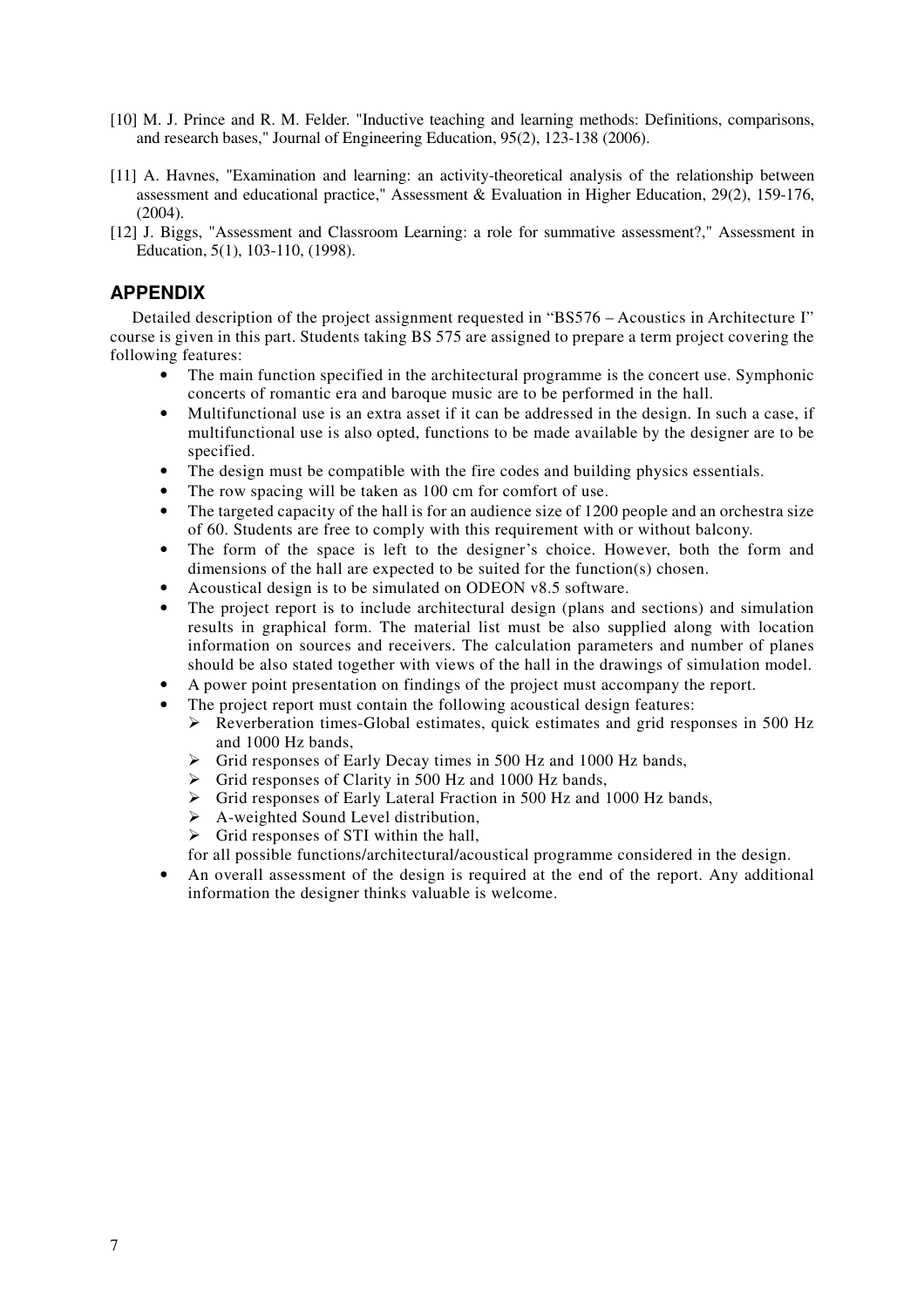[10] M. J. Prince and R. M. Felder. "Inductive teaching and learning methods: Definitions, comparisons, and research bases," Journal of Engineering Education, 95(2), 123-138 (2006).

[11] A. Havnes, "Examination and learning: an activity-theoretical analysis of the relationship between assessment and educational practice," Assessment & Evaluation in Higher Education, 29(2), 159-176, (2004).

[12] J. Biggs, "Assessment and Classroom Learning: a role for summative assessment?," Assessment in Education, 5(1), 103-110, (1998).

## APPENDIX

Detailed description of the project assignment requested in "BS576 – Acoustics in Architecture I" course is given in this part. Students taking BS 575 are assigned to prepare a term project covering the following features:

- The main function specified in the architectural programme is the concert use. Symphonic concerts of romantic era and baroque music are to be performed in the hall.
- Multifunctional use is an extra asset if it can be addressed in the design. In such a case, if multifunctional use is also opted, functions to be made available by the designer are to be specified.
- The design must be compatible with the fire codes and building physics essentials.
- The row spacing will be taken as 100 cm for comfort of use.
- The targeted capacity of the hall is for an audience size of 1200 people and an orchestra size of 60. Students are free to comply with this requirement with or without balcony.
- The form of the space is left to the designer's choice. However, both the form and dimensions of the hall are expected to be suited for the function(s) chosen.
- Acoustical design is to be simulated on ODEON v8.5 software.
- The project report is to include architectural design (plans and sections) and simulation results in graphical form. The material list must be also supplied along with location information on sources and receivers. The calculation parameters and number of planes should be also stated together with views of the hall in the drawings of simulation model.
- A power point presentation on findings of the project must accompany the report.
- The project report must contain the following acoustical design features:
  - Reverberation times-Global estimates, quick estimates and grid responses in 500 Hz and 1000 Hz bands,
  - Grid responses of Early Decay times in 500 Hz and 1000 Hz bands,
  - Grid responses of Clarity in 500 Hz and 1000 Hz bands,
  - Grid responses of Early Lateral Fraction in 500 Hz and 1000 Hz bands,
  - A-weighted Sound Level distribution,
  - Grid responses of STI within the hall,

  for all possible functions/architectural/acoustical programme considered in the design.
- An overall assessment of the design is required at the end of the report. Any additional information the designer thinks valuable is welcome.